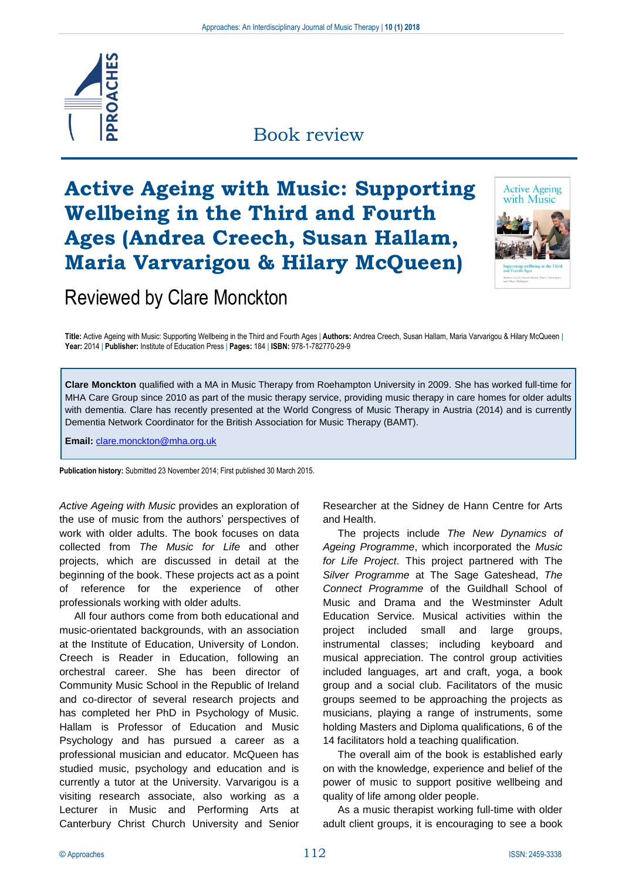Book review

# Active Ageing with Music: Supporting Wellbeing in the Third and Fourth Ages (Andrea Creech, Susan Hallam, Maria Varvarigou & Hilary McQueen)

## Reviewed by Clare Monckton

**Title:** Active Ageing with Music: Supporting Wellbeing in the Third and Fourth Ages | **Authors:** Andrea Creech, Susan Hallam, Maria Varvarigou & Hilary McQueen | **Year:** 2014 | **Publisher:** Institute of Education Press | **Pages:** 184 | **ISBN:** 978-1-782770-29-9

**Clare Monckton** qualified with a MA in Music Therapy from Roehampton University in 2009. She has worked full-time for MHA Care Group since 2010 as part of the music therapy service, providing music therapy in care homes for older adults with dementia. Clare has recently presented at the World Congress of Music Therapy in Austria (2014) and is currently Dementia Network Coordinator for the British Association for Music Therapy (BAMT).

**Email:** clare.monckton@mha.org.uk

**Publication history:** Submitted 23 November 2014; First published 30 March 2015.

*Active Ageing with Music* provides an exploration of the use of music from the authors' perspectives of work with older adults. The book focuses on data collected from *The Music for Life* and other projects, which are discussed in detail at the beginning of the book. These projects act as a point of reference for the experience of other professionals working with older adults.

All four authors come from both educational and music-orientated backgrounds, with an association at the Institute of Education, University of London. Creech is Reader in Education, following an orchestral career. She has been director of Community Music School in the Republic of Ireland and co-director of several research projects and has completed her PhD in Psychology of Music. Hallam is Professor of Education and Music Psychology and has pursued a career as a professional musician and educator. McQueen has studied music, psychology and education and is currently a tutor at the University. Varvarigou is a visiting research associate, also working as a Lecturer in Music and Performing Arts at Canterbury Christ Church University and Senior Researcher at the Sidney de Hann Centre for Arts and Health.

The projects include *The New Dynamics of Ageing Programme*, which incorporated the *Music for Life Project*. This project partnered with The *Silver Programme* at The Sage Gateshead, *The Connect Programme* of the Guildhall School of Music and Drama and the Westminster Adult Education Service. Musical activities within the project included small and large groups, instrumental classes; including keyboard and musical appreciation. The control group activities included languages, art and craft, yoga, a book group and a social club. Facilitators of the music groups seemed to be approaching the projects as musicians, playing a range of instruments, some holding Masters and Diploma qualifications, 6 of the 14 facilitators hold a teaching qualification.

The overall aim of the book is established early on with the knowledge, experience and belief of the power of music to support positive wellbeing and quality of life among older people.

As a music therapist working full-time with older adult client groups, it is encouraging to see a book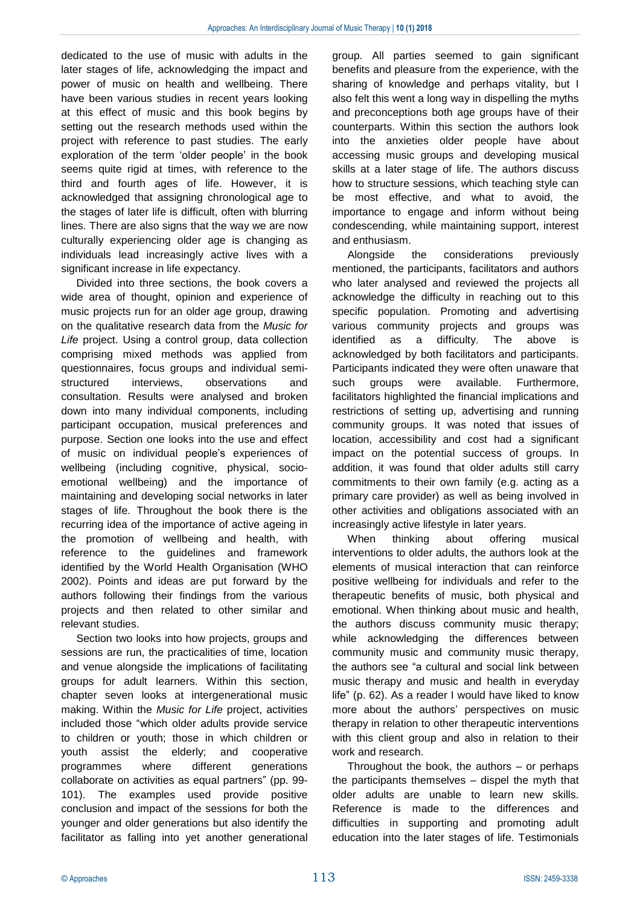dedicated to the use of music with adults in the later stages of life, acknowledging the impact and power of music on health and wellbeing. There have been various studies in recent years looking at this effect of music and this book begins by setting out the research methods used within the project with reference to past studies. The early exploration of the term 'older people' in the book seems quite rigid at times, with reference to the third and fourth ages of life. However, it is acknowledged that assigning chronological age to the stages of later life is difficult, often with blurring lines. There are also signs that the way we are now culturally experiencing older age is changing as individuals lead increasingly active lives with a significant increase in life expectancy.

Divided into three sections, the book covers a wide area of thought, opinion and experience of music projects run for an older age group, drawing on the qualitative research data from the *Music for Life* project. Using a control group, data collection comprising mixed methods was applied from questionnaires, focus groups and individual semi-structured interviews, observations and consultation. Results were analysed and broken down into many individual components, including participant occupation, musical preferences and purpose. Section one looks into the use and effect of music on individual people's experiences of wellbeing (including cognitive, physical, socio-emotional wellbeing) and the importance of maintaining and developing social networks in later stages of life. Throughout the book there is the recurring idea of the importance of active ageing in the promotion of wellbeing and health, with reference to the guidelines and framework identified by the World Health Organisation (WHO 2002). Points and ideas are put forward by the authors following their findings from the various projects and then related to other similar and relevant studies.

Section two looks into how projects, groups and sessions are run, the practicalities of time, location and venue alongside the implications of facilitating groups for adult learners. Within this section, chapter seven looks at intergenerational music making. Within the *Music for Life* project, activities included those "which older adults provide service to children or youth; those in which children or youth assist the elderly; and cooperative programmes where different generations collaborate on activities as equal partners" (pp. 99-101). The examples used provide positive conclusion and impact of the sessions for both the younger and older generations but also identify the facilitator as falling into yet another generational group. All parties seemed to gain significant benefits and pleasure from the experience, with the sharing of knowledge and perhaps vitality, but I also felt this went a long way in dispelling the myths and preconceptions both age groups have of their counterparts. Within this section the authors look into the anxieties older people have about accessing music groups and developing musical skills at a later stage of life. The authors discuss how to structure sessions, which teaching style can be most effective, and what to avoid, the importance to engage and inform without being condescending, while maintaining support, interest and enthusiasm.

Alongside the considerations previously mentioned, the participants, facilitators and authors who later analysed and reviewed the projects all acknowledge the difficulty in reaching out to this specific population. Promoting and advertising various community projects and groups was identified as a difficulty. The above is acknowledged by both facilitators and participants. Participants indicated they were often unaware that such groups were available. Furthermore, facilitators highlighted the financial implications and restrictions of setting up, advertising and running community groups. It was noted that issues of location, accessibility and cost had a significant impact on the potential success of groups. In addition, it was found that older adults still carry commitments to their own family (e.g. acting as a primary care provider) as well as being involved in other activities and obligations associated with an increasingly active lifestyle in later years.

When thinking about offering musical interventions to older adults, the authors look at the elements of musical interaction that can reinforce positive wellbeing for individuals and refer to the therapeutic benefits of music, both physical and emotional. When thinking about music and health, the authors discuss community music therapy; while acknowledging the differences between community music and community music therapy, the authors see "a cultural and social link between music therapy and music and health in everyday life" (p. 62). As a reader I would have liked to know more about the authors' perspectives on music therapy in relation to other therapeutic interventions with this client group and also in relation to their work and research.

Throughout the book, the authors – or perhaps the participants themselves – dispel the myth that older adults are unable to learn new skills. Reference is made to the differences and difficulties in supporting and promoting adult education into the later stages of life. Testimonials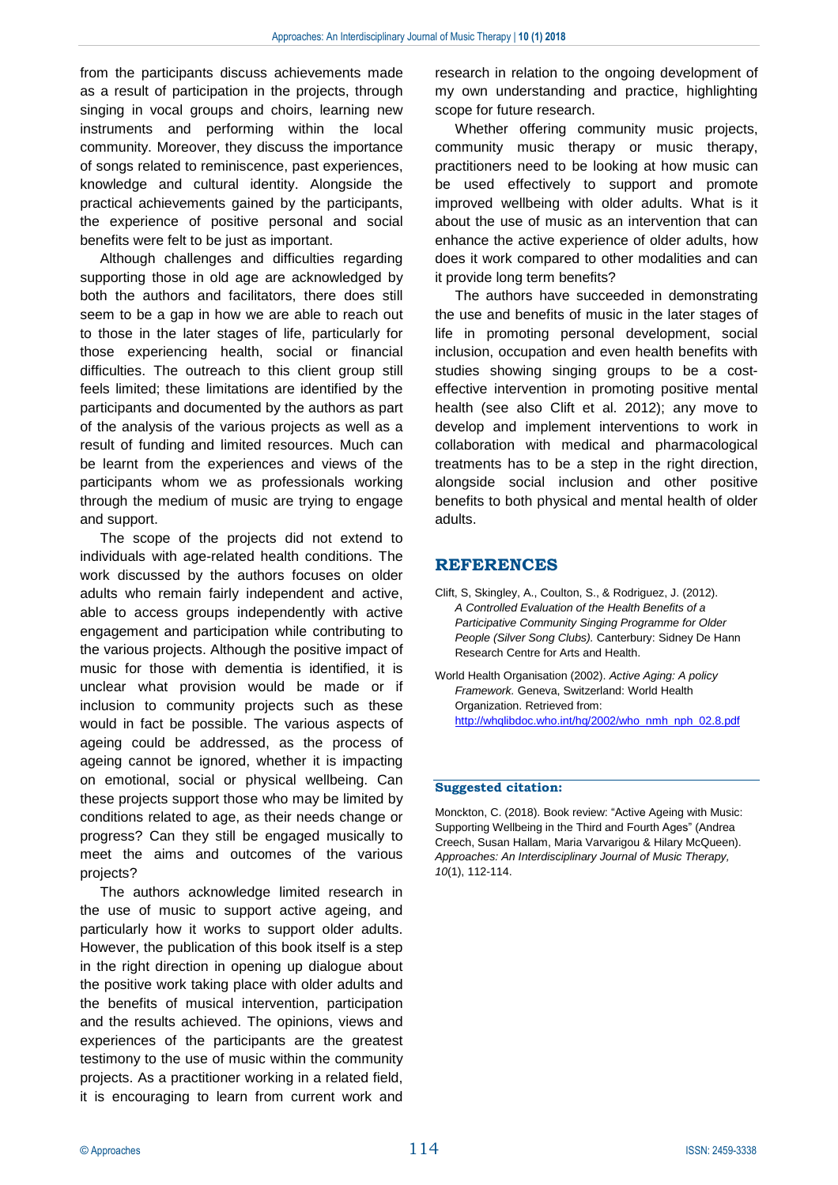from the participants discuss achievements made as a result of participation in the projects, through singing in vocal groups and choirs, learning new instruments and performing within the local community. Moreover, they discuss the importance of songs related to reminiscence, past experiences, knowledge and cultural identity. Alongside the practical achievements gained by the participants, the experience of positive personal and social benefits were felt to be just as important.

Although challenges and difficulties regarding supporting those in old age are acknowledged by both the authors and facilitators, there does still seem to be a gap in how we are able to reach out to those in the later stages of life, particularly for those experiencing health, social or financial difficulties. The outreach to this client group still feels limited; these limitations are identified by the participants and documented by the authors as part of the analysis of the various projects as well as a result of funding and limited resources. Much can be learnt from the experiences and views of the participants whom we as professionals working through the medium of music are trying to engage and support.

The scope of the projects did not extend to individuals with age-related health conditions. The work discussed by the authors focuses on older adults who remain fairly independent and active, able to access groups independently with active engagement and participation while contributing to the various projects. Although the positive impact of music for those with dementia is identified, it is unclear what provision would be made or if inclusion to community projects such as these would in fact be possible. The various aspects of ageing could be addressed, as the process of ageing cannot be ignored, whether it is impacting on emotional, social or physical wellbeing. Can these projects support those who may be limited by conditions related to age, as their needs change or progress? Can they still be engaged musically to meet the aims and outcomes of the various projects?

The authors acknowledge limited research in the use of music to support active ageing, and particularly how it works to support older adults. However, the publication of this book itself is a step in the right direction in opening up dialogue about the positive work taking place with older adults and the benefits of musical intervention, participation and the results achieved. The opinions, views and experiences of the participants are the greatest testimony to the use of music within the community projects. As a practitioner working in a related field, it is encouraging to learn from current work and research in relation to the ongoing development of my own understanding and practice, highlighting scope for future research.

Whether offering community music projects, community music therapy or music therapy, practitioners need to be looking at how music can be used effectively to support and promote improved wellbeing with older adults. What is it about the use of music as an intervention that can enhance the active experience of older adults, how does it work compared to other modalities and can it provide long term benefits?

The authors have succeeded in demonstrating the use and benefits of music in the later stages of life in promoting personal development, social inclusion, occupation and even health benefits with studies showing singing groups to be a cost-effective intervention in promoting positive mental health (see also Clift et al. 2012); any move to develop and implement interventions to work in collaboration with medical and pharmacological treatments has to be a step in the right direction, alongside social inclusion and other positive benefits to both physical and mental health of older adults.

## REFERENCES

Clift, S, Skingley, A., Coulton, S., & Rodriguez, J. (2012). *A Controlled Evaluation of the Health Benefits of a Participative Community Singing Programme for Older People (Silver Song Clubs).* Canterbury: Sidney De Hann Research Centre for Arts and Health.

World Health Organisation (2002). *Active Aging: A policy Framework.* Geneva, Switzerland: World Health Organization. Retrieved from: http://whqlibdoc.who.int/hq/2002/who_nmh_nph_02.8.pdf

**Suggested citation:**

Monckton, C. (2018). Book review: "Active Ageing with Music: Supporting Wellbeing in the Third and Fourth Ages" (Andrea Creech, Susan Hallam, Maria Varvarigou & Hilary McQueen). *Approaches: An Interdisciplinary Journal of Music Therapy, 10*(1), 112-114.